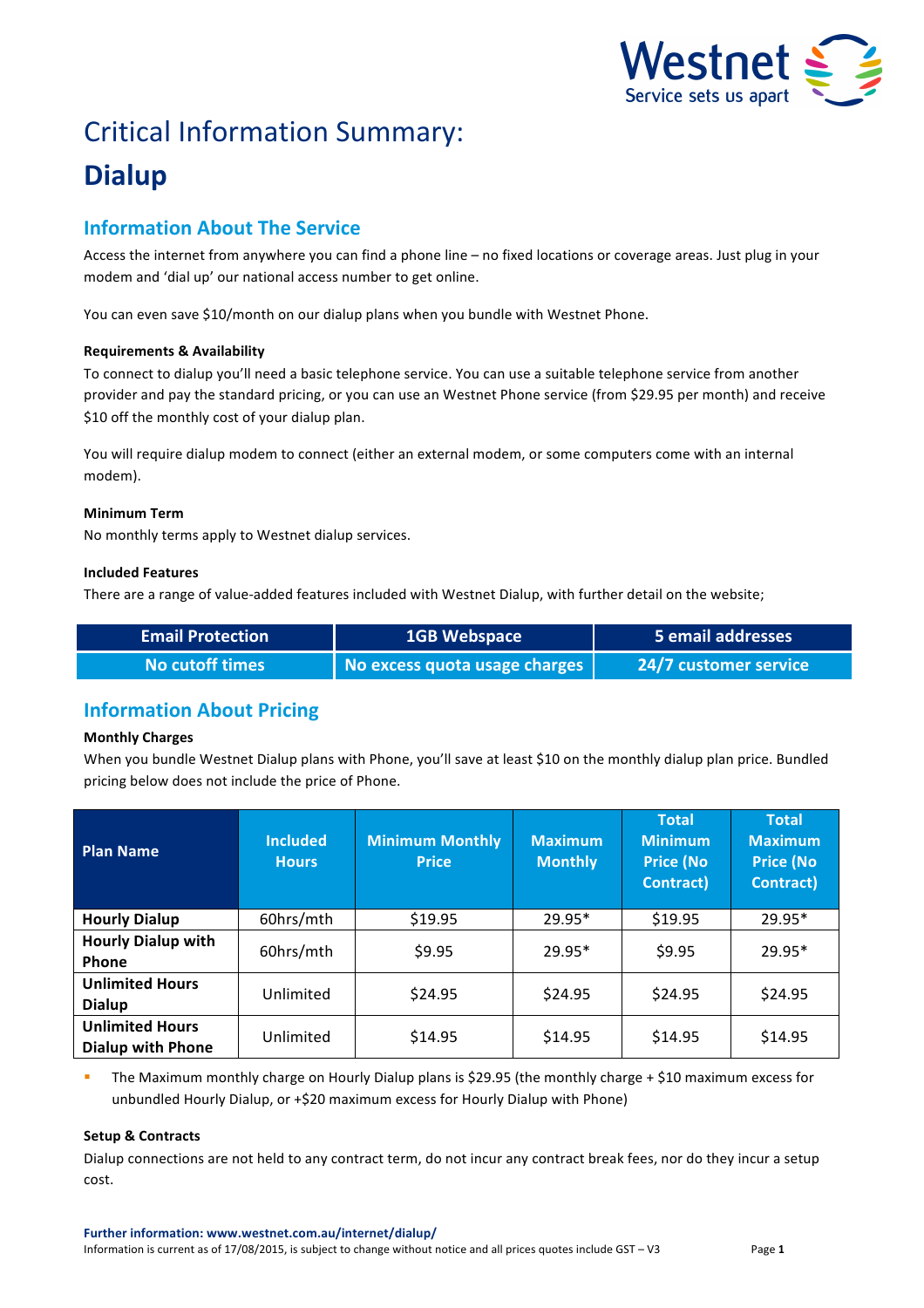# Critical Information Summary:

# Dialup

## Information About The Service

Access the internet from anywhere you can find a phone line – no fixed locations or coverage areas. Just plug in your modem and 'dial up' our national access number to get online.

You can even save $10/month on our dialup plans when you bundle with Westnet Phone.

### Requirements & Availability

To connect to dialup you'll need a basic telephone service. You can use a suitable telephone service from another provider and pay the standard pricing, or you can use an Westnet Phone service (from $29.95 per month) and receive $10 off the monthly cost of your dialup plan.

You will require dialup modem to connect (either an external modem, or some computers come with an internal modem).

### Minimum Term

No monthly terms apply to Westnet dialup services.

### Included Features

There are a range of value-added features included with Westnet Dialup, with further detail on the website;

| Email Protection | 1GB Webspace | 5 email addresses |
|---|---|---|
| No cutoff times | No excess quota usage charges | 24/7 customer service |

## Information About Pricing

### Monthly Charges

When you bundle Westnet Dialup plans with Phone, you'll save at least $10 on the monthly dialup plan price. Bundled pricing below does not include the price of Phone.

| Plan Name | Included Hours | Minimum Monthly Price | Maximum Monthly | Total Minimum Price (No Contract) | Total Maximum Price (No Contract) |
|---|---|---|---|---|---|
| Hourly Dialup | 60hrs/mth | $19.95 | 29.95* | $19.95 | 29.95* |
| Hourly Dialup with Phone | 60hrs/mth | $9.95 | 29.95* | $9.95 | 29.95* |
| Unlimited Hours Dialup | Unlimited | $24.95 | $24.95 | $24.95 | $24.95 |
| Unlimited Hours Dialup with Phone | Unlimited | $14.95 | $14.95 | $14.95 | $14.95 |

- The Maximum monthly charge on Hourly Dialup plans is $29.95 (the monthly charge + $10 maximum excess for unbundled Hourly Dialup, or +$20 maximum excess for Hourly Dialup with Phone)

### Setup & Contracts

Dialup connections are not held to any contract term, do not incur any contract break fees, nor do they incur a setup cost.

**Further information: www.westnet.com.au/internet/dialup/**

Information is current as of 17/08/2015, is subject to change without notice and all prices quotes include GST – V3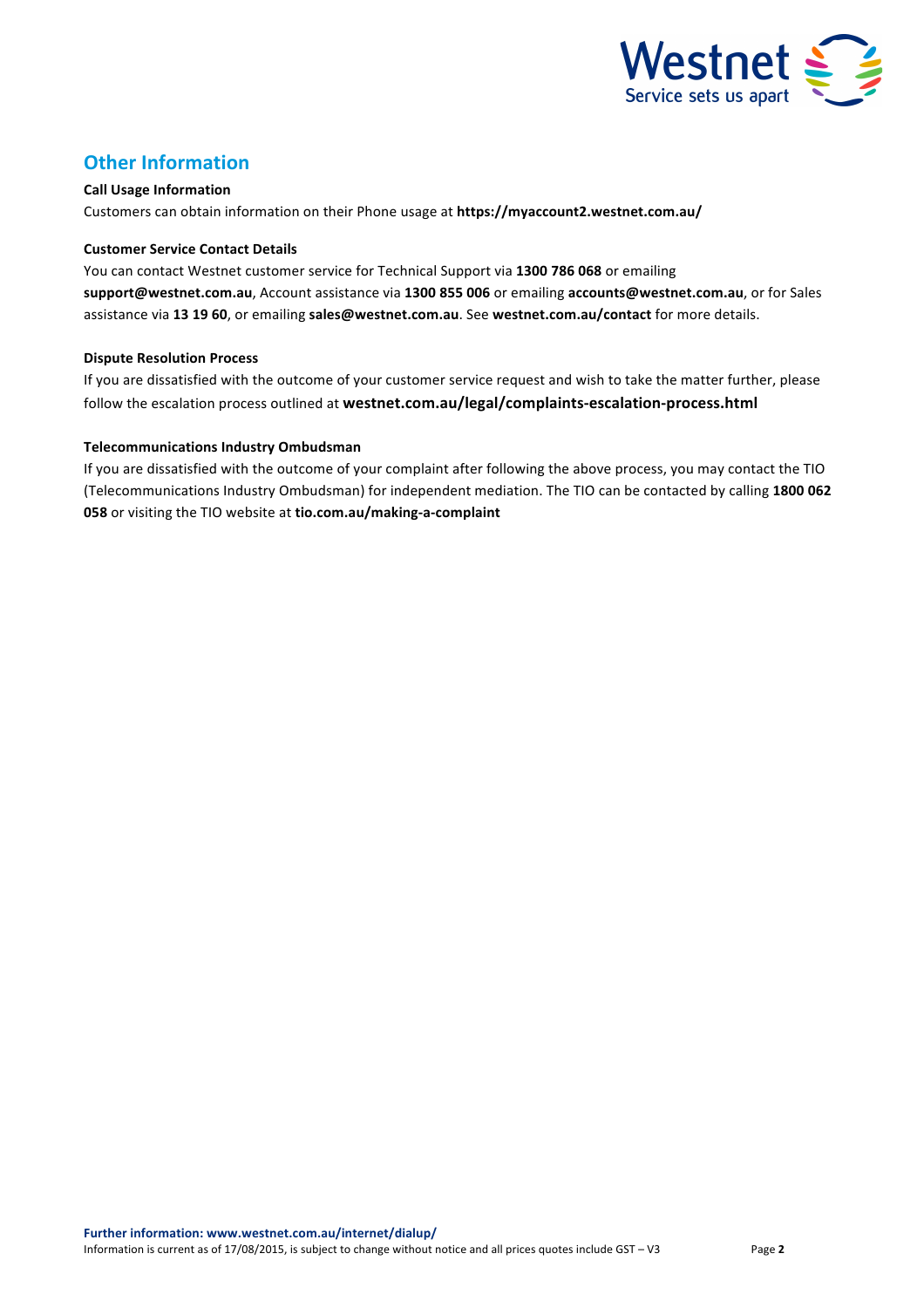## Other Information

**Call Usage Information**

Customers can obtain information on their Phone usage at **https://myaccount2.westnet.com.au/**

**Customer Service Contact Details**

You can contact Westnet customer service for Technical Support via **1300 786 068** or emailing **support@westnet.com.au**, Account assistance via **1300 855 006** or emailing **accounts@westnet.com.au**, or for Sales assistance via **13 19 60**, or emailing **sales@westnet.com.au**. See **westnet.com.au/contact** for more details.

**Dispute Resolution Process**

If you are dissatisfied with the outcome of your customer service request and wish to take the matter further, please follow the escalation process outlined at **westnet.com.au/legal/complaints-escalation-process.html**

**Telecommunications Industry Ombudsman**

If you are dissatisfied with the outcome of your complaint after following the above process, you may contact the TIO (Telecommunications Industry Ombudsman) for independent mediation. The TIO can be contacted by calling **1800 062 058** or visiting the TIO website at **tio.com.au/making-a-complaint**

**Further information: www.westnet.com.au/internet/dialup/**

Information is current as of 17/08/2015, is subject to change without notice and all prices quotes include GST – V3